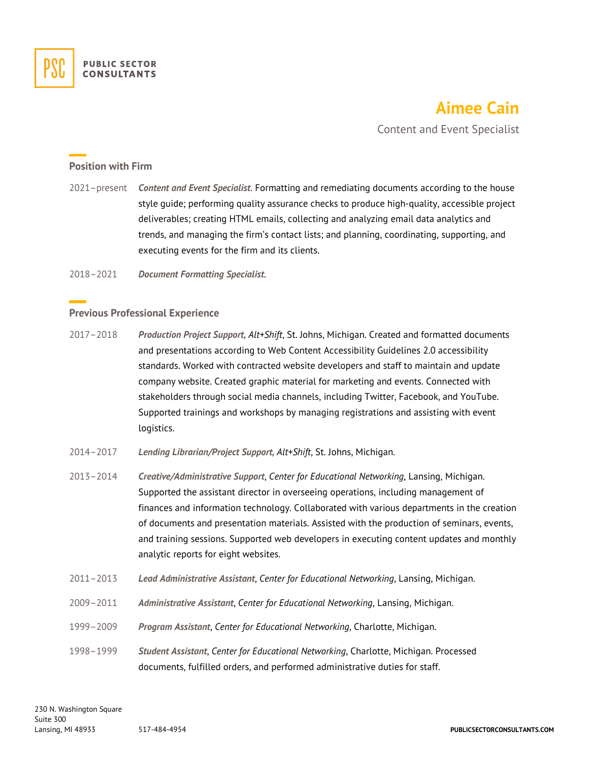PUBLIC SECTOR CONSULTANTS

# Aimee Cain

Content and Event Specialist

## Position with Firm

2021–present *Content and Event Specialist*. Formatting and remediating documents according to the house style guide; performing quality assurance checks to produce high-quality, accessible project deliverables; creating HTML emails, collecting and analyzing email data analytics and trends, and managing the firm's contact lists; and planning, coordinating, supporting, and executing events for the firm and its clients.

2018–2021 *Document Formatting Specialist*.

## Previous Professional Experience

2017–2018 *Production Project Support, Alt+Shift*, St. Johns, Michigan. Created and formatted documents and presentations according to Web Content Accessibility Guidelines 2.0 accessibility standards. Worked with contracted website developers and staff to maintain and update company website. Created graphic material for marketing and events. Connected with stakeholders through social media channels, including Twitter, Facebook, and YouTube. Supported trainings and workshops by managing registrations and assisting with event logistics.

2014–2017 *Lending Librarian/Project Support, Alt+Shift*, St. Johns, Michigan.

2013–2014 *Creative/Administrative Support*, *Center for Educational Networking*, Lansing, Michigan. Supported the assistant director in overseeing operations, including management of finances and information technology. Collaborated with various departments in the creation of documents and presentation materials. Assisted with the production of seminars, events, and training sessions. Supported web developers in executing content updates and monthly analytic reports for eight websites.

2011–2013 *Lead Administrative Assistant*, *Center for Educational Networking*, Lansing, Michigan.

2009–2011 *Administrative Assistant*, *Center for Educational Networking*, Lansing, Michigan.

1999–2009 *Program Assistant*, *Center for Educational Networking*, Charlotte, Michigan.

1998–1999 *Student Assistant*, *Center for Educational Networking*, Charlotte, Michigan. Processed documents, fulfilled orders, and performed administrative duties for staff.

230 N. Washington Square
Suite 300
Lansing, MI 48933 517-484-4954 PUBLICSECTORCONSULTANTS.COM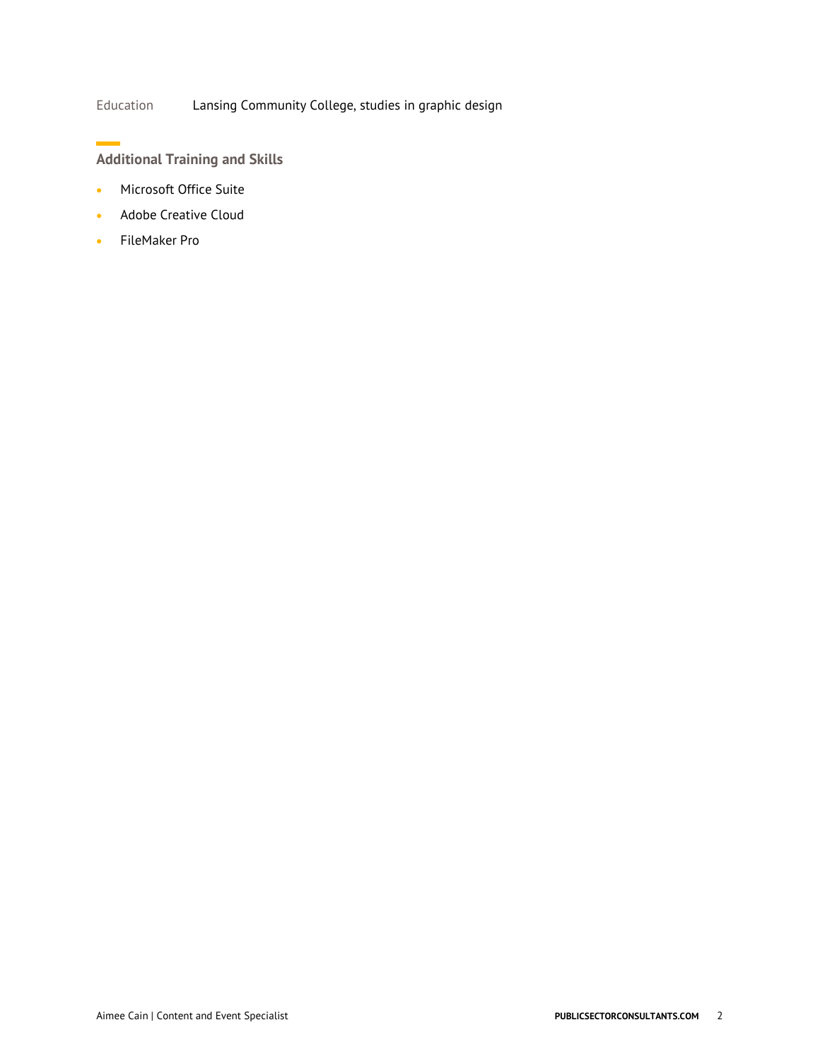Education Lansing Community College, studies in graphic design

## Additional Training and Skills

- Microsoft Office Suite
- Adobe Creative Cloud
- FileMaker Pro